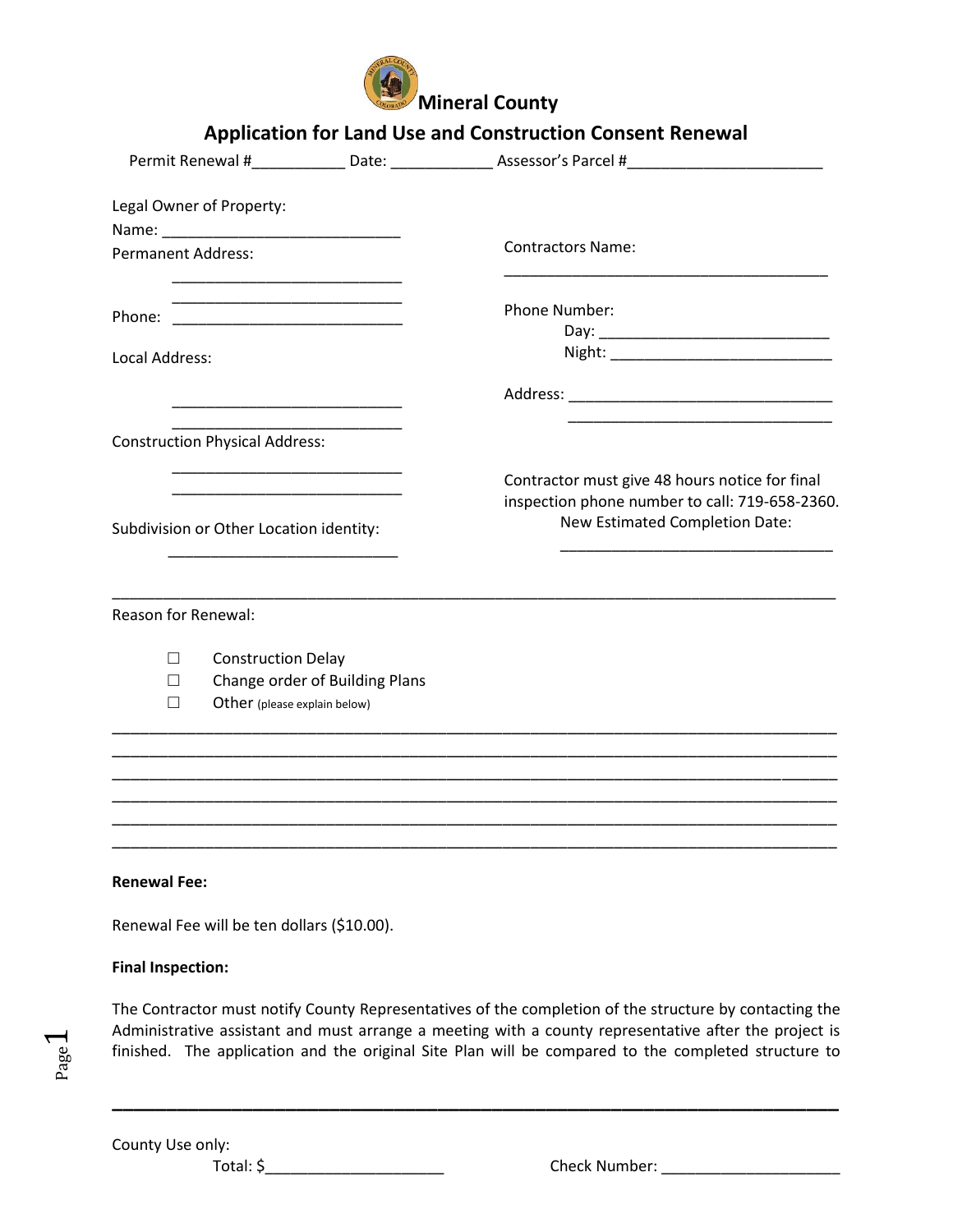# Mineral County

## Application for Land Use and Construction Consent Renewal

Permit Renewal #___________ Date: ____________ Assessor's Parcel #_______________________

Legal Owner of Property:

Name: ____________________________

Permanent Address:

___________________________

___________________________

Phone: ___________________________

Local Address:

___________________________

___________________________

Construction Physical Address:

___________________________

___________________________

Subdivision or Other Location identity:

___________________________

Contractors Name:

________________________________________

Phone Number:

Day: ___________________________

Night: __________________________

Address: ________________________________

________________________________

Contractor must give 48 hours notice for final inspection phone number to call: 719-658-2360.

New Estimated Completion Date:

________________________________

Reason for Renewal:

- ☐ Construction Delay
- ☐ Change order of Building Plans
- ☐ Other (please explain below)

___________________________________________________________________________________

___________________________________________________________________________________

___________________________________________________________________________________

___________________________________________________________________________________

___________________________________________________________________________________

___________________________________________________________________________________

**Renewal Fee:**

Renewal Fee will be ten dollars ($10.00).

**Final Inspection:**

The Contractor must notify County Representatives of the completion of the structure by contacting the Administrative assistant and must arrange a meeting with a county representative after the project is finished. The application and the original Site Plan will be compared to the completed structure to

County Use only:

Total: $_____________________ Check Number: _____________________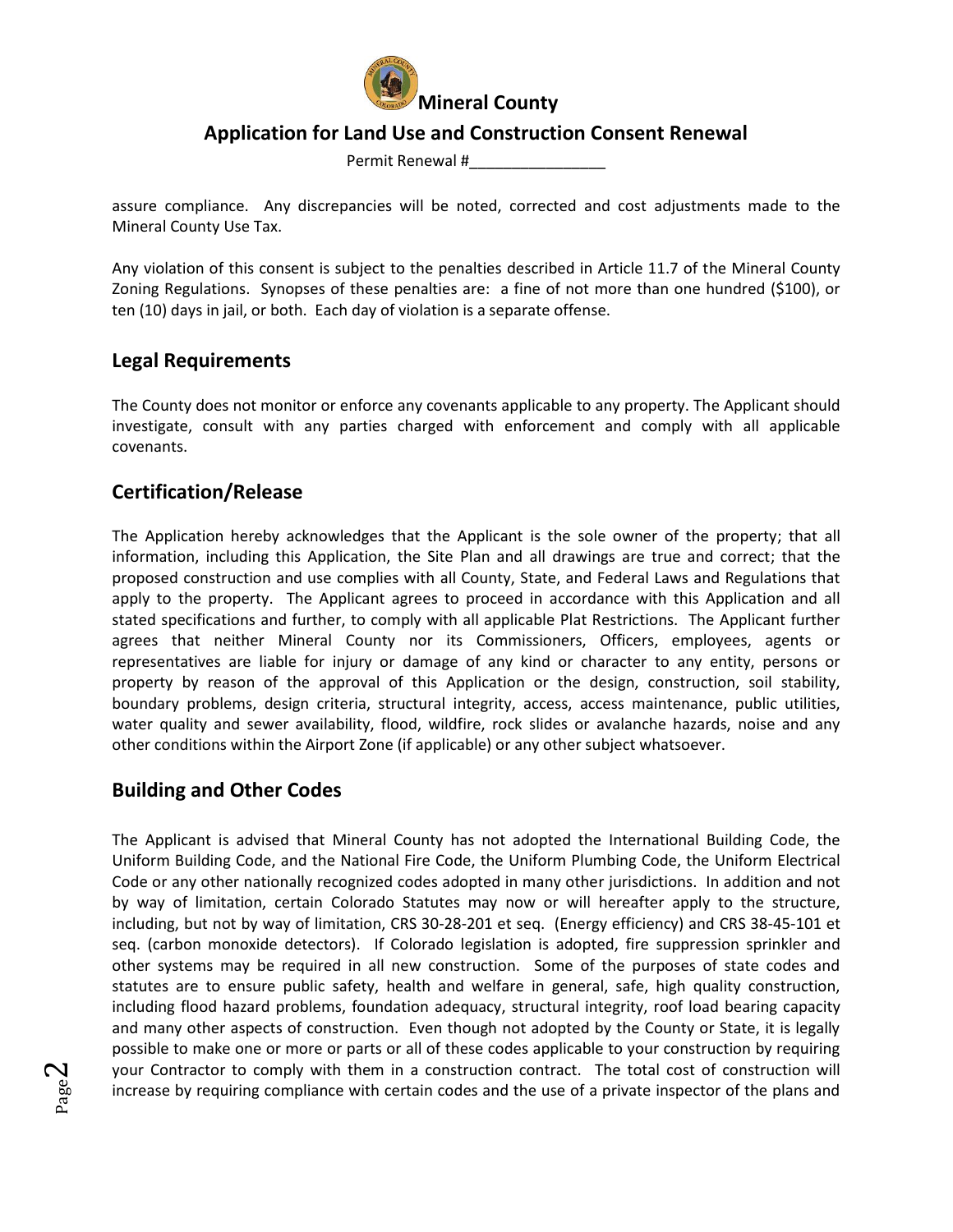assure compliance. Any discrepancies will be noted, corrected and cost adjustments made to the Mineral County Use Tax.

Any violation of this consent is subject to the penalties described in Article 11.7 of the Mineral County Zoning Regulations. Synopses of these penalties are: a fine of not more than one hundred ($100), or ten (10) days in jail, or both. Each day of violation is a separate offense.

## Legal Requirements

The County does not monitor or enforce any covenants applicable to any property. The Applicant should investigate, consult with any parties charged with enforcement and comply with all applicable covenants.

## Certification/Release

The Application hereby acknowledges that the Applicant is the sole owner of the property; that all information, including this Application, the Site Plan and all drawings are true and correct; that the proposed construction and use complies with all County, State, and Federal Laws and Regulations that apply to the property. The Applicant agrees to proceed in accordance with this Application and all stated specifications and further, to comply with all applicable Plat Restrictions. The Applicant further agrees that neither Mineral County nor its Commissioners, Officers, employees, agents or representatives are liable for injury or damage of any kind or character to any entity, persons or property by reason of the approval of this Application or the design, construction, soil stability, boundary problems, design criteria, structural integrity, access, access maintenance, public utilities, water quality and sewer availability, flood, wildfire, rock slides or avalanche hazards, noise and any other conditions within the Airport Zone (if applicable) or any other subject whatsoever.

## Building and Other Codes

The Applicant is advised that Mineral County has not adopted the International Building Code, the Uniform Building Code, and the National Fire Code, the Uniform Plumbing Code, the Uniform Electrical Code or any other nationally recognized codes adopted in many other jurisdictions. In addition and not by way of limitation, certain Colorado Statutes may now or will hereafter apply to the structure, including, but not by way of limitation, CRS 30-28-201 et seq. (Energy efficiency) and CRS 38-45-101 et seq. (carbon monoxide detectors). If Colorado legislation is adopted, fire suppression sprinkler and other systems may be required in all new construction. Some of the purposes of state codes and statutes are to ensure public safety, health and welfare in general, safe, high quality construction, including flood hazard problems, foundation adequacy, structural integrity, roof load bearing capacity and many other aspects of construction. Even though not adopted by the County or State, it is legally possible to make one or more or parts or all of these codes applicable to your construction by requiring your Contractor to comply with them in a construction contract. The total cost of construction will increase by requiring compliance with certain codes and the use of a private inspector of the plans and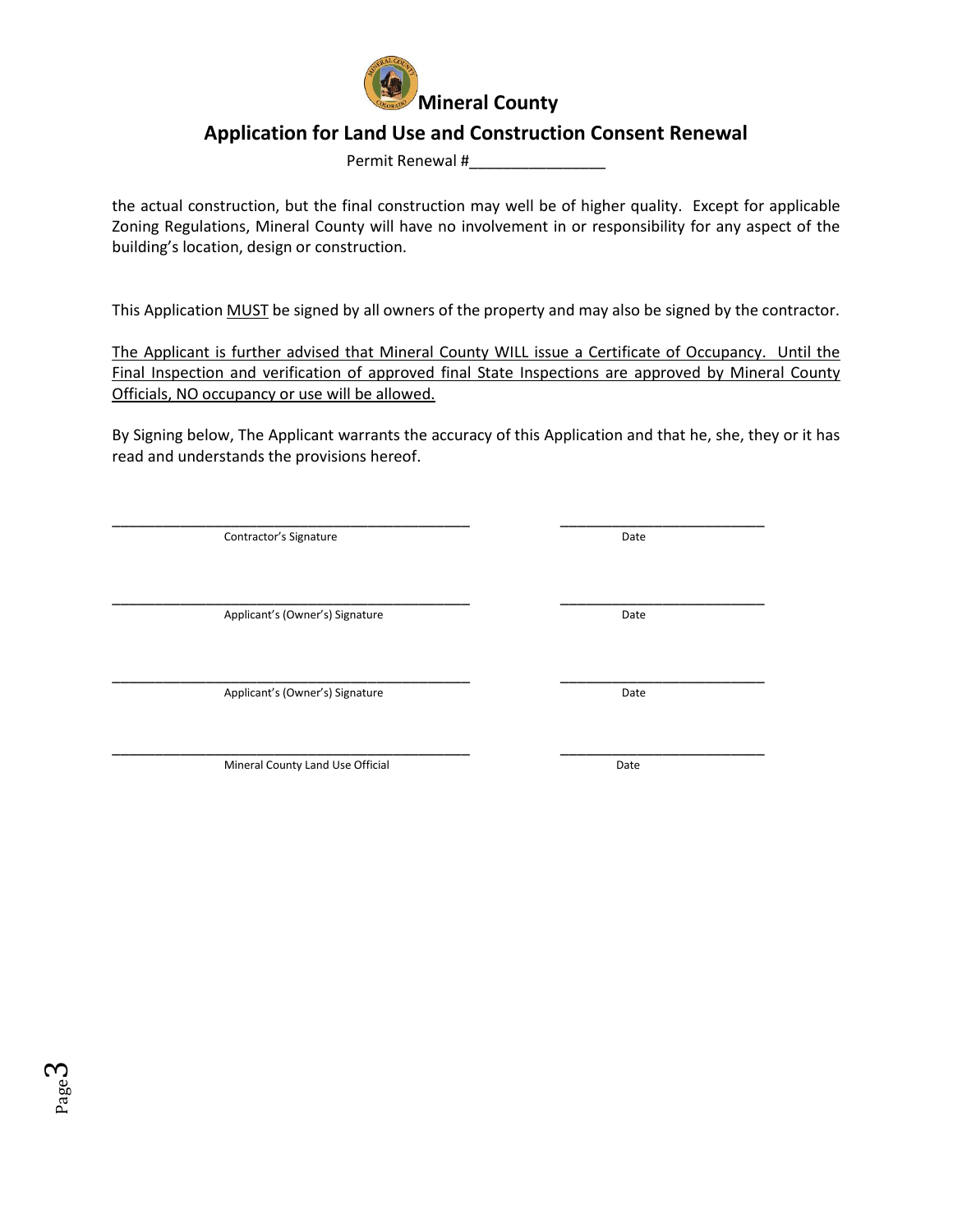**Mineral County**

## Application for Land Use and Construction Consent Renewal

Permit Renewal #________________

the actual construction, but the final construction may well be of higher quality. Except for applicable Zoning Regulations, Mineral County will have no involvement in or responsibility for any aspect of the building's location, design or construction.

This Application <u>MUST</u> be signed by all owners of the property and may also be signed by the contractor.

<u>The Applicant is further advised that Mineral County WILL issue a Certificate of Occupancy. Until the Final Inspection and verification of approved final State Inspections are approved by Mineral County Officials, NO occupancy or use will be allowed.</u>

By Signing below, The Applicant warrants the accuracy of this Application and that he, she, they or it has read and understands the provisions hereof.

_______________________________________________ ___________________________
Contractor's Signature Date

_______________________________________________ ___________________________
Applicant's (Owner's) Signature Date

_______________________________________________ ___________________________
Applicant's (Owner's) Signature Date

_______________________________________________ ___________________________
Mineral County Land Use Official Date